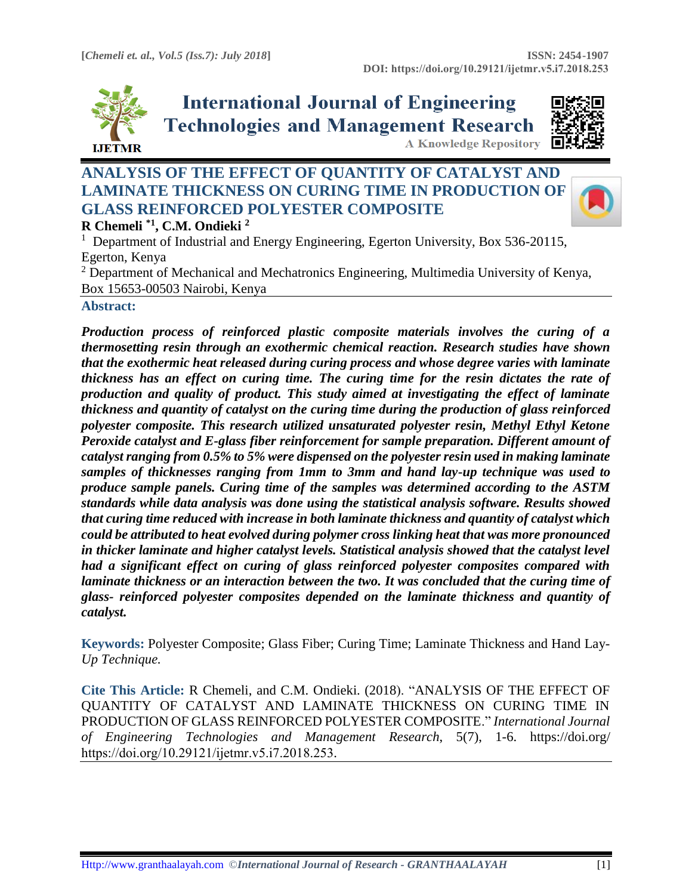# ANALYSIS OF THE EFFECT OF QUANTITY OF CATALYST AND LAMINATE THICKNESS ON CURING TIME IN PRODUCTION OF GLASS REINFORCED POLYESTER COMPOSITE

**R Chemeli [*1], C.M. Ondieki [2]**

[1] Department of Industrial and Energy Engineering, Egerton University, Box 536-20115, Egerton, Kenya

[2] Department of Mechanical and Mechatronics Engineering, Multimedia University of Kenya, Box 15653-00503 Nairobi, Kenya

## Abstract:

***Production process of reinforced plastic composite materials involves the curing of a thermosetting resin through an exothermic chemical reaction. Research studies have shown that the exothermic heat released during curing process and whose degree varies with laminate thickness has an effect on curing time. The curing time for the resin dictates the rate of production and quality of product. This study aimed at investigating the effect of laminate thickness and quantity of catalyst on the curing time during the production of glass reinforced polyester composite. This research utilized unsaturated polyester resin, Methyl Ethyl Ketone Peroxide catalyst and E-glass fiber reinforcement for sample preparation. Different amount of catalyst ranging from 0.5% to 5% were dispensed on the polyester resin used in making laminate samples of thicknesses ranging from 1mm to 3mm and hand lay-up technique was used to produce sample panels. Curing time of the samples was determined according to the ASTM standards while data analysis was done using the statistical analysis software. Results showed that curing time reduced with increase in both laminate thickness and quantity of catalyst which could be attributed to heat evolved during polymer cross linking heat that was more pronounced in thicker laminate and higher catalyst levels. Statistical analysis showed that the catalyst level had a significant effect on curing of glass reinforced polyester composites compared with laminate thickness or an interaction between the two. It was concluded that the curing time of glass- reinforced polyester composites depended on the laminate thickness and quantity of catalyst.***

**Keywords:** Polyester Composite; Glass Fiber; Curing Time; Laminate Thickness and Hand Lay-*Up Technique.*

**Cite This Article:** R Chemeli, and C.M. Ondieki. (2018). "ANALYSIS OF THE EFFECT OF QUANTITY OF CATALYST AND LAMINATE THICKNESS ON CURING TIME IN PRODUCTION OF GLASS REINFORCED POLYESTER COMPOSITE." *International Journal of Engineering Technologies and Management Research*, 5(7), 1-6. https://doi.org/ https://doi.org/10.29121/ijetmr.v5.i7.2018.253.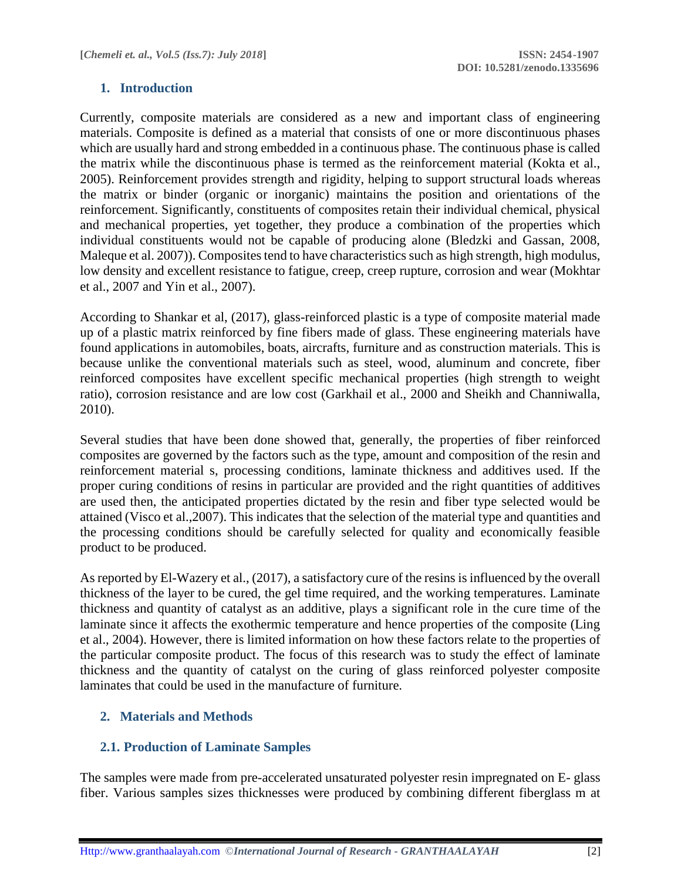## 1. Introduction

Currently, composite materials are considered as a new and important class of engineering materials. Composite is defined as a material that consists of one or more discontinuous phases which are usually hard and strong embedded in a continuous phase. The continuous phase is called the matrix while the discontinuous phase is termed as the reinforcement material (Kokta et al., 2005). Reinforcement provides strength and rigidity, helping to support structural loads whereas the matrix or binder (organic or inorganic) maintains the position and orientations of the reinforcement. Significantly, constituents of composites retain their individual chemical, physical and mechanical properties, yet together, they produce a combination of the properties which individual constituents would not be capable of producing alone (Bledzki and Gassan, 2008, Maleque et al. 2007)). Composites tend to have characteristics such as high strength, high modulus, low density and excellent resistance to fatigue, creep, creep rupture, corrosion and wear (Mokhtar et al., 2007 and Yin et al., 2007).

According to Shankar et al, (2017), glass-reinforced plastic is a type of composite material made up of a plastic matrix reinforced by fine fibers made of glass. These engineering materials have found applications in automobiles, boats, aircrafts, furniture and as construction materials. This is because unlike the conventional materials such as steel, wood, aluminum and concrete, fiber reinforced composites have excellent specific mechanical properties (high strength to weight ratio), corrosion resistance and are low cost (Garkhail et al., 2000 and Sheikh and Channiwalla, 2010).

Several studies that have been done showed that, generally, the properties of fiber reinforced composites are governed by the factors such as the type, amount and composition of the resin and reinforcement material s, processing conditions, laminate thickness and additives used. If the proper curing conditions of resins in particular are provided and the right quantities of additives are used then, the anticipated properties dictated by the resin and fiber type selected would be attained (Visco et al.,2007). This indicates that the selection of the material type and quantities and the processing conditions should be carefully selected for quality and economically feasible product to be produced.

As reported by El-Wazery et al., (2017), a satisfactory cure of the resins is influenced by the overall thickness of the layer to be cured, the gel time required, and the working temperatures. Laminate thickness and quantity of catalyst as an additive, plays a significant role in the cure time of the laminate since it affects the exothermic temperature and hence properties of the composite (Ling et al., 2004). However, there is limited information on how these factors relate to the properties of the particular composite product. The focus of this research was to study the effect of laminate thickness and the quantity of catalyst on the curing of glass reinforced polyester composite laminates that could be used in the manufacture of furniture.

## 2. Materials and Methods

### 2.1. Production of Laminate Samples

The samples were made from pre-accelerated unsaturated polyester resin impregnated on E- glass fiber. Various samples sizes thicknesses were produced by combining different fiberglass m at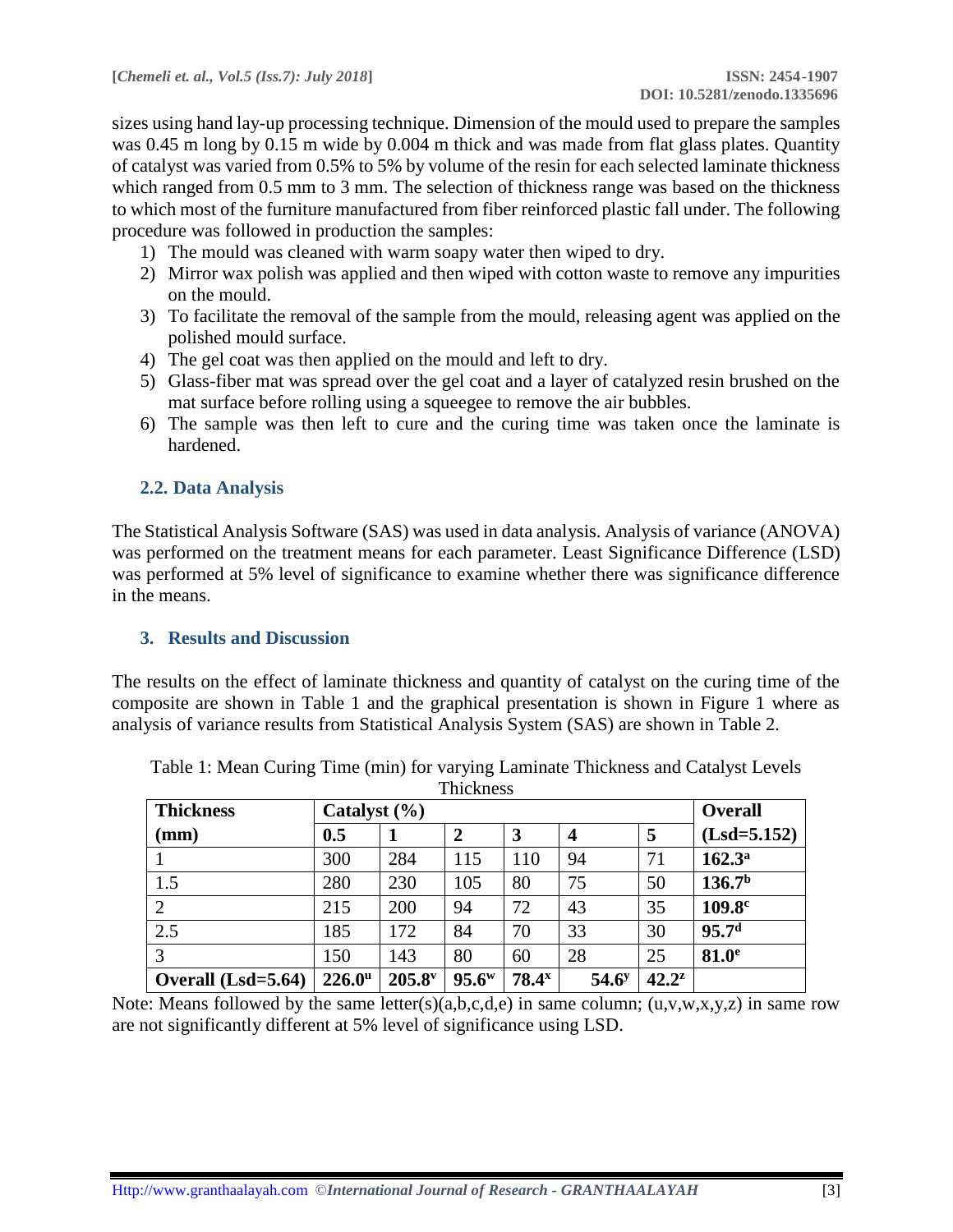sizes using hand lay-up processing technique. Dimension of the mould used to prepare the samples was 0.45 m long by 0.15 m wide by 0.004 m thick and was made from flat glass plates. Quantity of catalyst was varied from 0.5% to 5% by volume of the resin for each selected laminate thickness which ranged from 0.5 mm to 3 mm. The selection of thickness range was based on the thickness to which most of the furniture manufactured from fiber reinforced plastic fall under. The following procedure was followed in production the samples:

1) The mould was cleaned with warm soapy water then wiped to dry.
2) Mirror wax polish was applied and then wiped with cotton waste to remove any impurities on the mould.
3) To facilitate the removal of the sample from the mould, releasing agent was applied on the polished mould surface.
4) The gel coat was then applied on the mould and left to dry.
5) Glass-fiber mat was spread over the gel coat and a layer of catalyzed resin brushed on the mat surface before rolling using a squeegee to remove the air bubbles.
6) The sample was then left to cure and the curing time was taken once the laminate is hardened.

### 2.2. Data Analysis

The Statistical Analysis Software (SAS) was used in data analysis. Analysis of variance (ANOVA) was performed on the treatment means for each parameter. Least Significance Difference (LSD) was performed at 5% level of significance to examine whether there was significance difference in the means.

## 3. Results and Discussion

The results on the effect of laminate thickness and quantity of catalyst on the curing time of the composite are shown in Table 1 and the graphical presentation is shown in Figure 1 where as analysis of variance results from Statistical Analysis System (SAS) are shown in Table 2.

Table 1: Mean Curing Time (min) for varying Laminate Thickness and Catalyst Levels Thickness

| **Thickness (mm)** | **Catalyst (%)** | | | | | | **Overall** |
|---|---|---|---|---|---|---|---|
| | **0.5** | **1** | **2** | **3** | **4** | **5** | **(Lsd=5.152)** |
| 1 | 300 | 284 | 115 | 110 | 94 | 71 | **162.3[a]** |
| 1.5 | 280 | 230 | 105 | 80 | 75 | 50 | **136.7[b]** |
| 2 | 215 | 200 | 94 | 72 | 43 | 35 | **109.8[c]** |
| 2.5 | 185 | 172 | 84 | 70 | 33 | 30 | **95.7[d]** |
| 3 | 150 | 143 | 80 | 60 | 28 | 25 | **81.0[e]** |
| **Overall (Lsd=5.64)** | **226.0[u]** | **205.8[v]** | **95.6[w]** | **78.4[x]** | **54.6[y]** | **42.2[z]** | |

Note: Means followed by the same letter(s)(a,b,c,d,e) in same column; (u,v,w,x,y,z) in same row are not significantly different at 5% level of significance using LSD.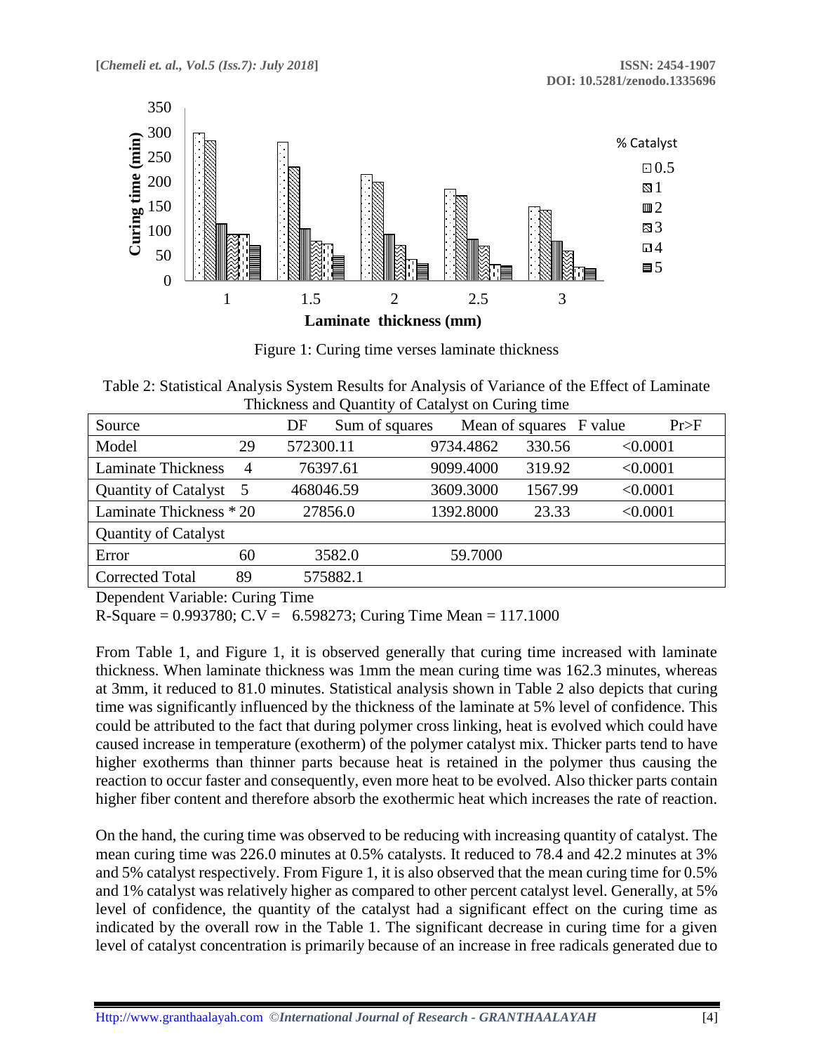Figure 1: Curing time verses laminate thickness

Table 2: Statistical Analysis System Results for Analysis of Variance of the Effect of Laminate Thickness and Quantity of Catalyst on Curing time

| Source | DF | Sum of squares | Mean of squares | F value | Pr>F |
|---|---|---|---|---|---|
| Model | 29 | 572300.11 | 9734.4862 | 330.56 | <0.0001 |
| Laminate Thickness | 4 | 76397.61 | 9099.4000 | 319.92 | <0.0001 |
| Quantity of Catalyst | 5 | 468046.59 | 3609.3000 | 1567.99 | <0.0001 |
| Laminate Thickness * Quantity of Catalyst | 20 | 27856.0 | 1392.8000 | 23.33 | <0.0001 |
| Error | 60 | 3582.0 | 59.7000 | | |
| Corrected Total | 89 | 575882.1 | | | |

Dependent Variable: Curing Time

R-Square = 0.993780; C.V = 6.598273; Curing Time Mean = 117.1000

From Table 1, and Figure 1, it is observed generally that curing time increased with laminate thickness. When laminate thickness was 1mm the mean curing time was 162.3 minutes, whereas at 3mm, it reduced to 81.0 minutes. Statistical analysis shown in Table 2 also depicts that curing time was significantly influenced by the thickness of the laminate at 5% level of confidence. This could be attributed to the fact that during polymer cross linking, heat is evolved which could have caused increase in temperature (exotherm) of the polymer catalyst mix. Thicker parts tend to have higher exotherms than thinner parts because heat is retained in the polymer thus causing the reaction to occur faster and consequently, even more heat to be evolved. Also thicker parts contain higher fiber content and therefore absorb the exothermic heat which increases the rate of reaction.

On the hand, the curing time was observed to be reducing with increasing quantity of catalyst. The mean curing time was 226.0 minutes at 0.5% catalysts. It reduced to 78.4 and 42.2 minutes at 3% and 5% catalyst respectively. From Figure 1, it is also observed that the mean curing time for 0.5% and 1% catalyst was relatively higher as compared to other percent catalyst level. Generally, at 5% level of confidence, the quantity of the catalyst had a significant effect on the curing time as indicated by the overall row in the Table 1. The significant decrease in curing time for a given level of catalyst concentration is primarily because of an increase in free radicals generated due to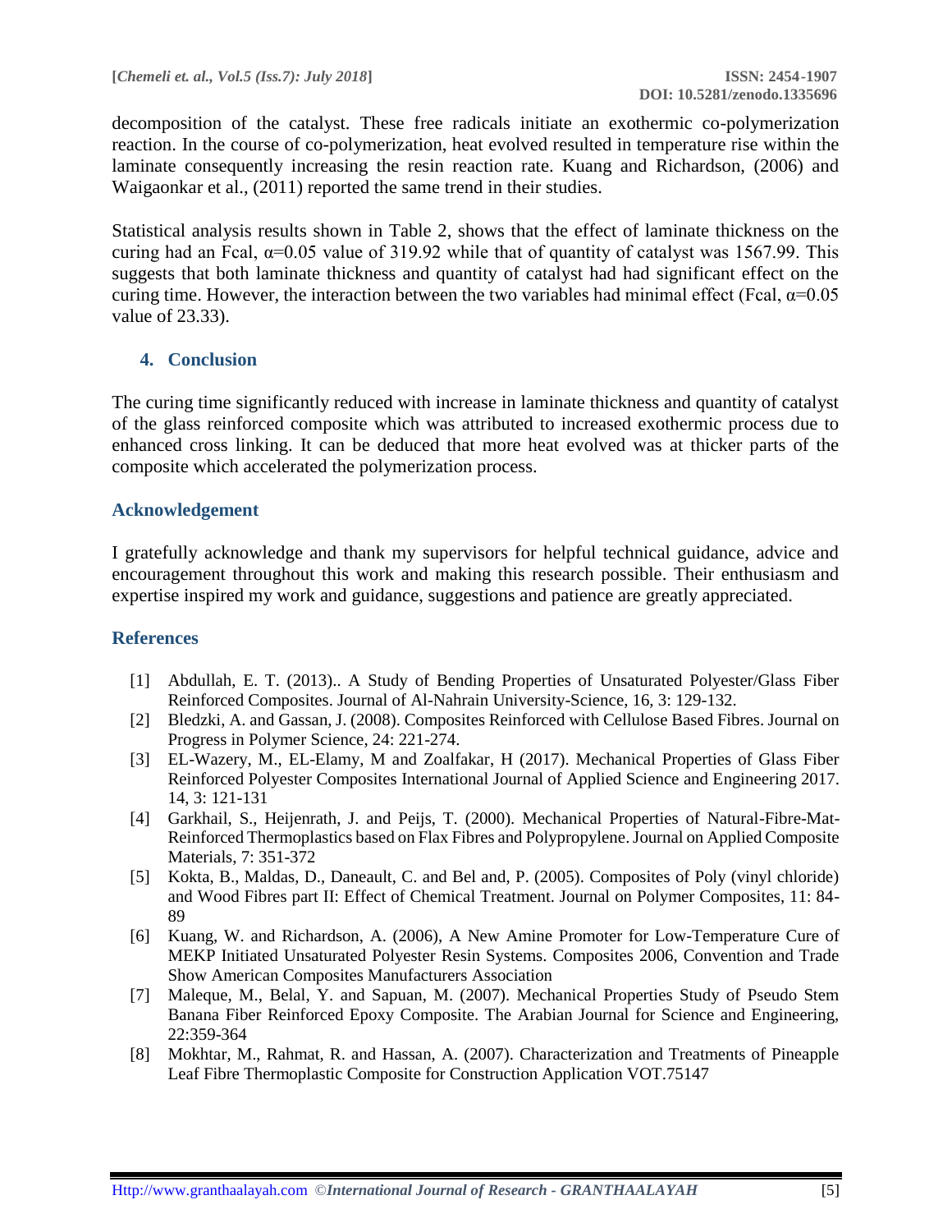decomposition of the catalyst. These free radicals initiate an exothermic co-polymerization reaction. In the course of co-polymerization, heat evolved resulted in temperature rise within the laminate consequently increasing the resin reaction rate. Kuang and Richardson, (2006) and Waigaonkar et al., (2011) reported the same trend in their studies.

Statistical analysis results shown in Table 2, shows that the effect of laminate thickness on the curing had an Fcal, $\alpha$=0.05 value of 319.92 while that of quantity of catalyst was 1567.99. This suggests that both laminate thickness and quantity of catalyst had had significant effect on the curing time. However, the interaction between the two variables had minimal effect (Fcal, $\alpha$=0.05 value of 23.33).

## 4. Conclusion

The curing time significantly reduced with increase in laminate thickness and quantity of catalyst of the glass reinforced composite which was attributed to increased exothermic process due to enhanced cross linking. It can be deduced that more heat evolved was at thicker parts of the composite which accelerated the polymerization process.

## Acknowledgement

I gratefully acknowledge and thank my supervisors for helpful technical guidance, advice and encouragement throughout this work and making this research possible. Their enthusiasm and expertise inspired my work and guidance, suggestions and patience are greatly appreciated.

## References

[1] Abdullah, E. T. (2013).. A Study of Bending Properties of Unsaturated Polyester/Glass Fiber Reinforced Composites. Journal of Al-Nahrain University-Science, 16, 3: 129-132.

[2] Bledzki, A. and Gassan, J. (2008). Composites Reinforced with Cellulose Based Fibres. Journal on Progress in Polymer Science, 24: 221-274.

[3] EL-Wazery, M., EL-Elamy, M and Zoalfakar, H (2017). Mechanical Properties of Glass Fiber Reinforced Polyester Composites International Journal of Applied Science and Engineering 2017. 14, 3: 121-131

[4] Garkhail, S., Heijenrath, J. and Peijs, T. (2000). Mechanical Properties of Natural-Fibre-Mat-Reinforced Thermoplastics based on Flax Fibres and Polypropylene. Journal on Applied Composite Materials, 7: 351-372

[5] Kokta, B., Maldas, D., Daneault, C. and Bel and, P. (2005). Composites of Poly (vinyl chloride) and Wood Fibres part II: Effect of Chemical Treatment. Journal on Polymer Composites, 11: 84-89

[6] Kuang, W. and Richardson, A. (2006), A New Amine Promoter for Low-Temperature Cure of MEKP Initiated Unsaturated Polyester Resin Systems. Composites 2006, Convention and Trade Show American Composites Manufacturers Association

[7] Maleque, M., Belal, Y. and Sapuan, M. (2007). Mechanical Properties Study of Pseudo Stem Banana Fiber Reinforced Epoxy Composite. The Arabian Journal for Science and Engineering, 22:359-364

[8] Mokhtar, M., Rahmat, R. and Hassan, A. (2007). Characterization and Treatments of Pineapple Leaf Fibre Thermoplastic Composite for Construction Application VOT.75147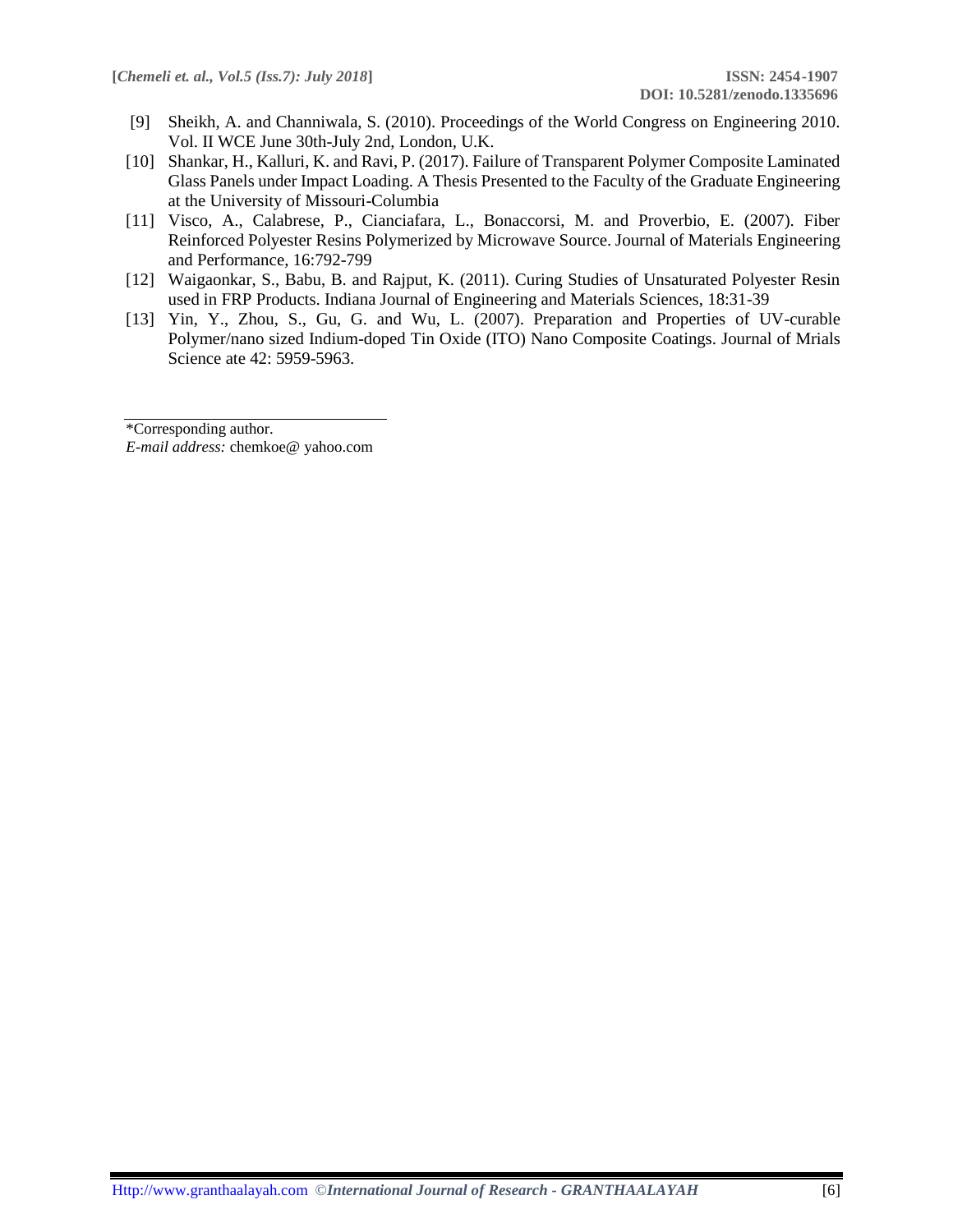[9] Sheikh, A. and Channiwala, S. (2010). Proceedings of the World Congress on Engineering 2010. Vol. II WCE June 30th-July 2nd, London, U.K.

[10] Shankar, H., Kalluri, K. and Ravi, P. (2017). Failure of Transparent Polymer Composite Laminated Glass Panels under Impact Loading. A Thesis Presented to the Faculty of the Graduate Engineering at the University of Missouri-Columbia

[11] Visco, A., Calabrese, P., Cianciafara, L., Bonaccorsi, M. and Proverbio, E. (2007). Fiber Reinforced Polyester Resins Polymerized by Microwave Source. Journal of Materials Engineering and Performance, 16:792-799

[12] Waigaonkar, S., Babu, B. and Rajput, K. (2011). Curing Studies of Unsaturated Polyester Resin used in FRP Products. Indiana Journal of Engineering and Materials Sciences, 18:31-39

[13] Yin, Y., Zhou, S., Gu, G. and Wu, L. (2007). Preparation and Properties of UV-curable Polymer/nano sized Indium-doped Tin Oxide (ITO) Nano Composite Coatings. Journal of Mrials Science ate 42: 5959-5963.

---

*Corresponding author.

*E-mail address:* chemkoe@ yahoo.com